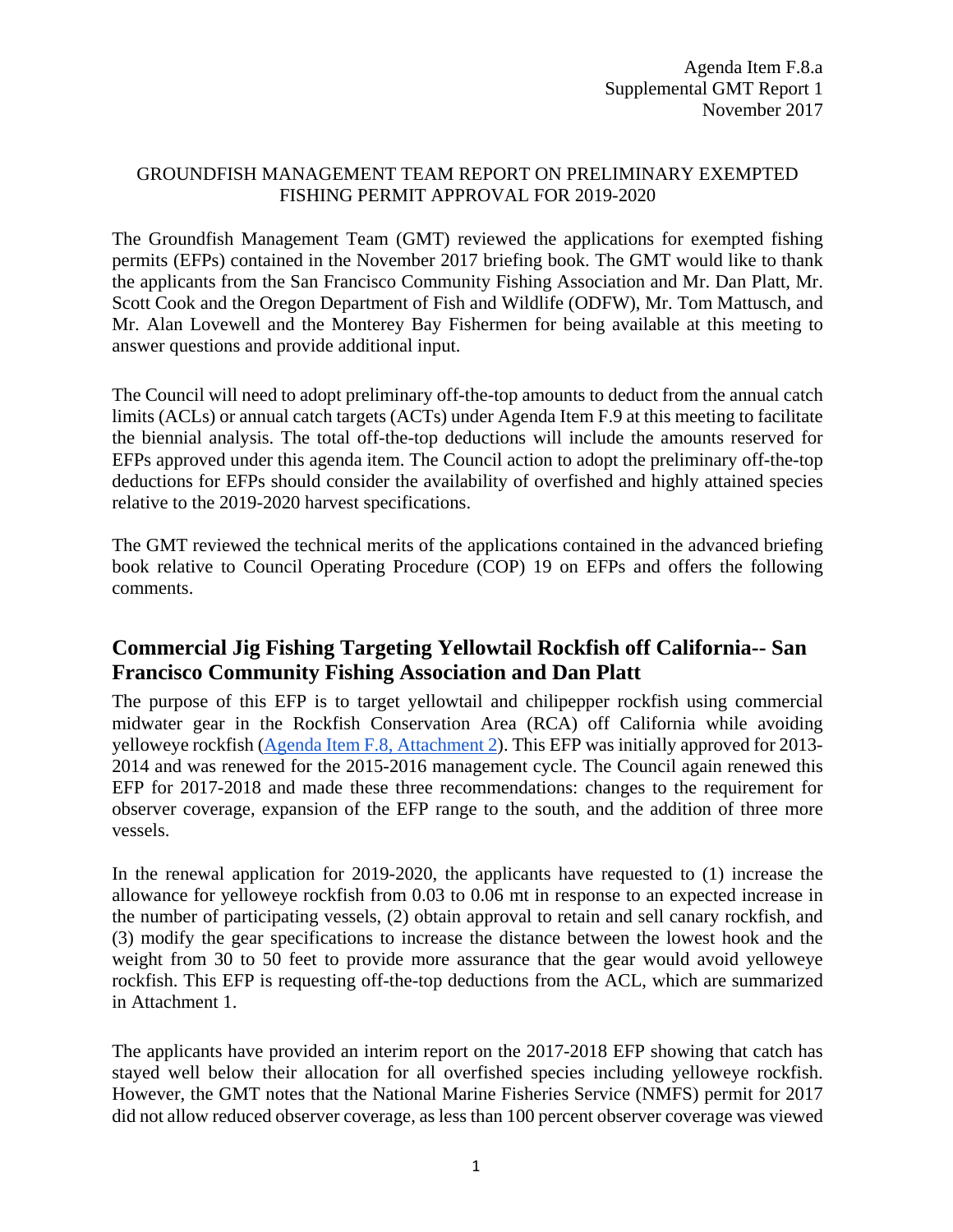Agenda Item F.8.a
Supplemental GMT Report 1
November 2017

GROUNDFISH MANAGEMENT TEAM REPORT ON PRELIMINARY EXEMPTED FISHING PERMIT APPROVAL FOR 2019-2020

The Groundfish Management Team (GMT) reviewed the applications for exempted fishing permits (EFPs) contained in the November 2017 briefing book. The GMT would like to thank the applicants from the San Francisco Community Fishing Association and Mr. Dan Platt, Mr. Scott Cook and the Oregon Department of Fish and Wildlife (ODFW), Mr. Tom Mattusch, and Mr. Alan Lovewell and the Monterey Bay Fishermen for being available at this meeting to answer questions and provide additional input.

The Council will need to adopt preliminary off-the-top amounts to deduct from the annual catch limits (ACLs) or annual catch targets (ACTs) under Agenda Item F.9 at this meeting to facilitate the biennial analysis. The total off-the-top deductions will include the amounts reserved for EFPs approved under this agenda item. The Council action to adopt the preliminary off-the-top deductions for EFPs should consider the availability of overfished and highly attained species relative to the 2019-2020 harvest specifications.

The GMT reviewed the technical merits of the applications contained in the advanced briefing book relative to Council Operating Procedure (COP) 19 on EFPs and offers the following comments.

## Commercial Jig Fishing Targeting Yellowtail Rockfish off California-- San Francisco Community Fishing Association and Dan Platt

The purpose of this EFP is to target yellowtail and chilipepper rockfish using commercial midwater gear in the Rockfish Conservation Area (RCA) off California while avoiding yelloweye rockfish ([Agenda Item F.8, Attachment 2]). This EFP was initially approved for 2013-2014 and was renewed for the 2015-2016 management cycle. The Council again renewed this EFP for 2017-2018 and made these three recommendations: changes to the requirement for observer coverage, expansion of the EFP range to the south, and the addition of three more vessels.

In the renewal application for 2019-2020, the applicants have requested to (1) increase the allowance for yelloweye rockfish from 0.03 to 0.06 mt in response to an expected increase in the number of participating vessels, (2) obtain approval to retain and sell canary rockfish, and (3) modify the gear specifications to increase the distance between the lowest hook and the weight from 30 to 50 feet to provide more assurance that the gear would avoid yelloweye rockfish. This EFP is requesting off-the-top deductions from the ACL, which are summarized in Attachment 1.

The applicants have provided an interim report on the 2017-2018 EFP showing that catch has stayed well below their allocation for all overfished species including yelloweye rockfish. However, the GMT notes that the National Marine Fisheries Service (NMFS) permit for 2017 did not allow reduced observer coverage, as less than 100 percent observer coverage was viewed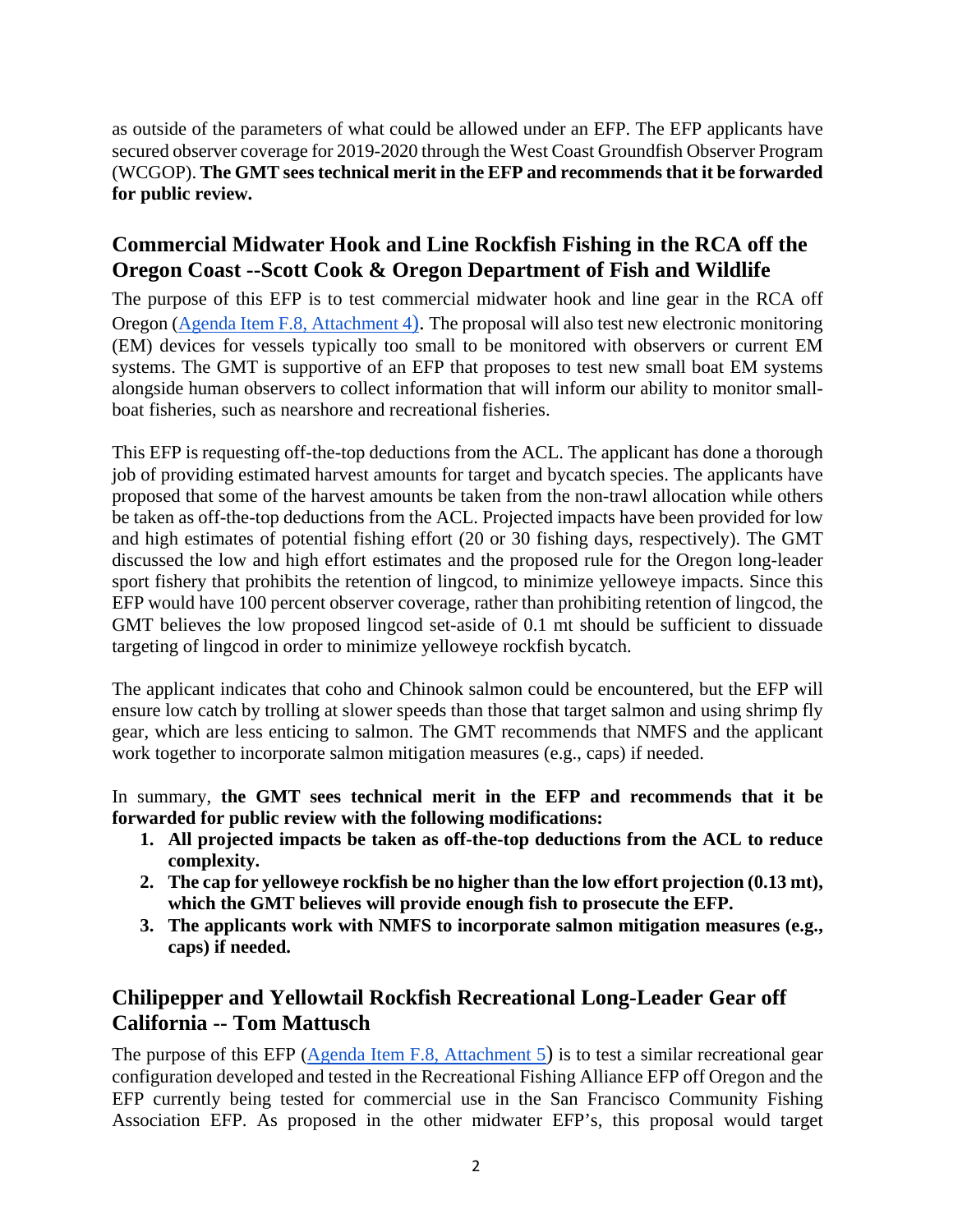as outside of the parameters of what could be allowed under an EFP. The EFP applicants have secured observer coverage for 2019-2020 through the West Coast Groundfish Observer Program (WCGOP). **The GMT sees technical merit in the EFP and recommends that it be forwarded for public review.**

## Commercial Midwater Hook and Line Rockfish Fishing in the RCA off the Oregon Coast --Scott Cook & Oregon Department of Fish and Wildlife

The purpose of this EFP is to test commercial midwater hook and line gear in the RCA off Oregon (Agenda Item F.8, Attachment 4). The proposal will also test new electronic monitoring (EM) devices for vessels typically too small to be monitored with observers or current EM systems. The GMT is supportive of an EFP that proposes to test new small boat EM systems alongside human observers to collect information that will inform our ability to monitor small-boat fisheries, such as nearshore and recreational fisheries.

This EFP is requesting off-the-top deductions from the ACL. The applicant has done a thorough job of providing estimated harvest amounts for target and bycatch species. The applicants have proposed that some of the harvest amounts be taken from the non-trawl allocation while others be taken as off-the-top deductions from the ACL. Projected impacts have been provided for low and high estimates of potential fishing effort (20 or 30 fishing days, respectively). The GMT discussed the low and high effort estimates and the proposed rule for the Oregon long-leader sport fishery that prohibits the retention of lingcod, to minimize yelloweye impacts. Since this EFP would have 100 percent observer coverage, rather than prohibiting retention of lingcod, the GMT believes the low proposed lingcod set-aside of 0.1 mt should be sufficient to dissuade targeting of lingcod in order to minimize yelloweye rockfish bycatch.

The applicant indicates that coho and Chinook salmon could be encountered, but the EFP will ensure low catch by trolling at slower speeds than those that target salmon and using shrimp fly gear, which are less enticing to salmon. The GMT recommends that NMFS and the applicant work together to incorporate salmon mitigation measures (e.g., caps) if needed.

In summary, **the GMT sees technical merit in the EFP and recommends that it be forwarded for public review with the following modifications:**

1. **All projected impacts be taken as off-the-top deductions from the ACL to reduce complexity.**
2. **The cap for yelloweye rockfish be no higher than the low effort projection (0.13 mt), which the GMT believes will provide enough fish to prosecute the EFP.**
3. **The applicants work with NMFS to incorporate salmon mitigation measures (e.g., caps) if needed.**

## Chilipepper and Yellowtail Rockfish Recreational Long-Leader Gear off California -- Tom Mattusch

The purpose of this EFP (Agenda Item F.8, Attachment 5) is to test a similar recreational gear configuration developed and tested in the Recreational Fishing Alliance EFP off Oregon and the EFP currently being tested for commercial use in the San Francisco Community Fishing Association EFP. As proposed in the other midwater EFP's, this proposal would target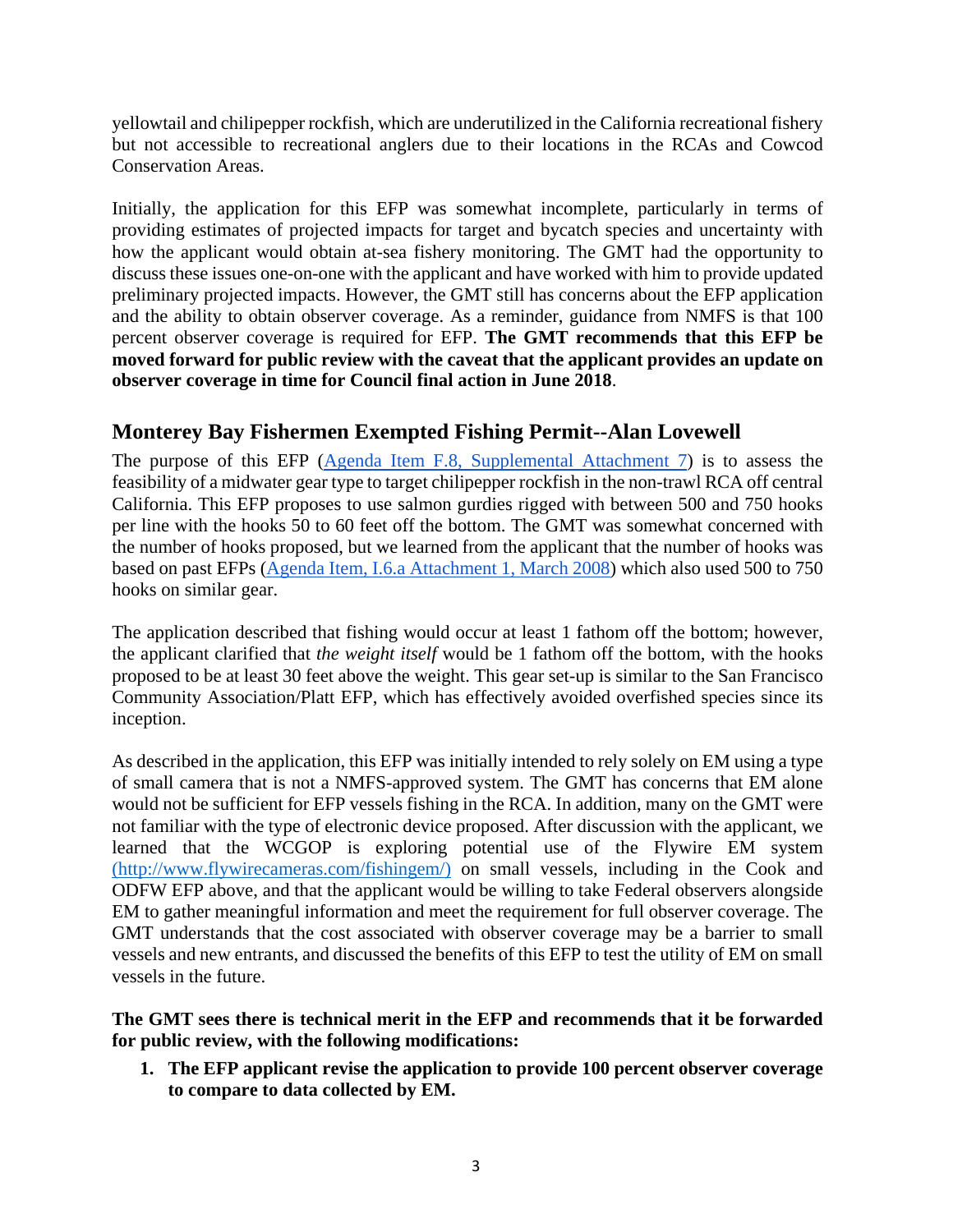yellowtail and chilipepper rockfish, which are underutilized in the California recreational fishery but not accessible to recreational anglers due to their locations in the RCAs and Cowcod Conservation Areas.

Initially, the application for this EFP was somewhat incomplete, particularly in terms of providing estimates of projected impacts for target and bycatch species and uncertainty with how the applicant would obtain at-sea fishery monitoring. The GMT had the opportunity to discuss these issues one-on-one with the applicant and have worked with him to provide updated preliminary projected impacts. However, the GMT still has concerns about the EFP application and the ability to obtain observer coverage. As a reminder, guidance from NMFS is that 100 percent observer coverage is required for EFP. **The GMT recommends that this EFP be moved forward for public review with the caveat that the applicant provides an update on observer coverage in time for Council final action in June 2018**.

## Monterey Bay Fishermen Exempted Fishing Permit--Alan Lovewell

The purpose of this EFP (Agenda Item F.8, Supplemental Attachment 7) is to assess the feasibility of a midwater gear type to target chilipepper rockfish in the non-trawl RCA off central California. This EFP proposes to use salmon gurdies rigged with between 500 and 750 hooks per line with the hooks 50 to 60 feet off the bottom. The GMT was somewhat concerned with the number of hooks proposed, but we learned from the applicant that the number of hooks was based on past EFPs (Agenda Item, I.6.a Attachment 1, March 2008) which also used 500 to 750 hooks on similar gear.

The application described that fishing would occur at least 1 fathom off the bottom; however, the applicant clarified that *the weight itself* would be 1 fathom off the bottom, with the hooks proposed to be at least 30 feet above the weight. This gear set-up is similar to the San Francisco Community Association/Platt EFP, which has effectively avoided overfished species since its inception.

As described in the application, this EFP was initially intended to rely solely on EM using a type of small camera that is not a NMFS-approved system. The GMT has concerns that EM alone would not be sufficient for EFP vessels fishing in the RCA. In addition, many on the GMT were not familiar with the type of electronic device proposed. After discussion with the applicant, we learned that the WCGOP is exploring potential use of the Flywire EM system (http://www.flywirecameras.com/fishingem/) on small vessels, including in the Cook and ODFW EFP above, and that the applicant would be willing to take Federal observers alongside EM to gather meaningful information and meet the requirement for full observer coverage. The GMT understands that the cost associated with observer coverage may be a barrier to small vessels and new entrants, and discussed the benefits of this EFP to test the utility of EM on small vessels in the future.

**The GMT sees there is technical merit in the EFP and recommends that it be forwarded for public review, with the following modifications:**

1. **The EFP applicant revise the application to provide 100 percent observer coverage to compare to data collected by EM.**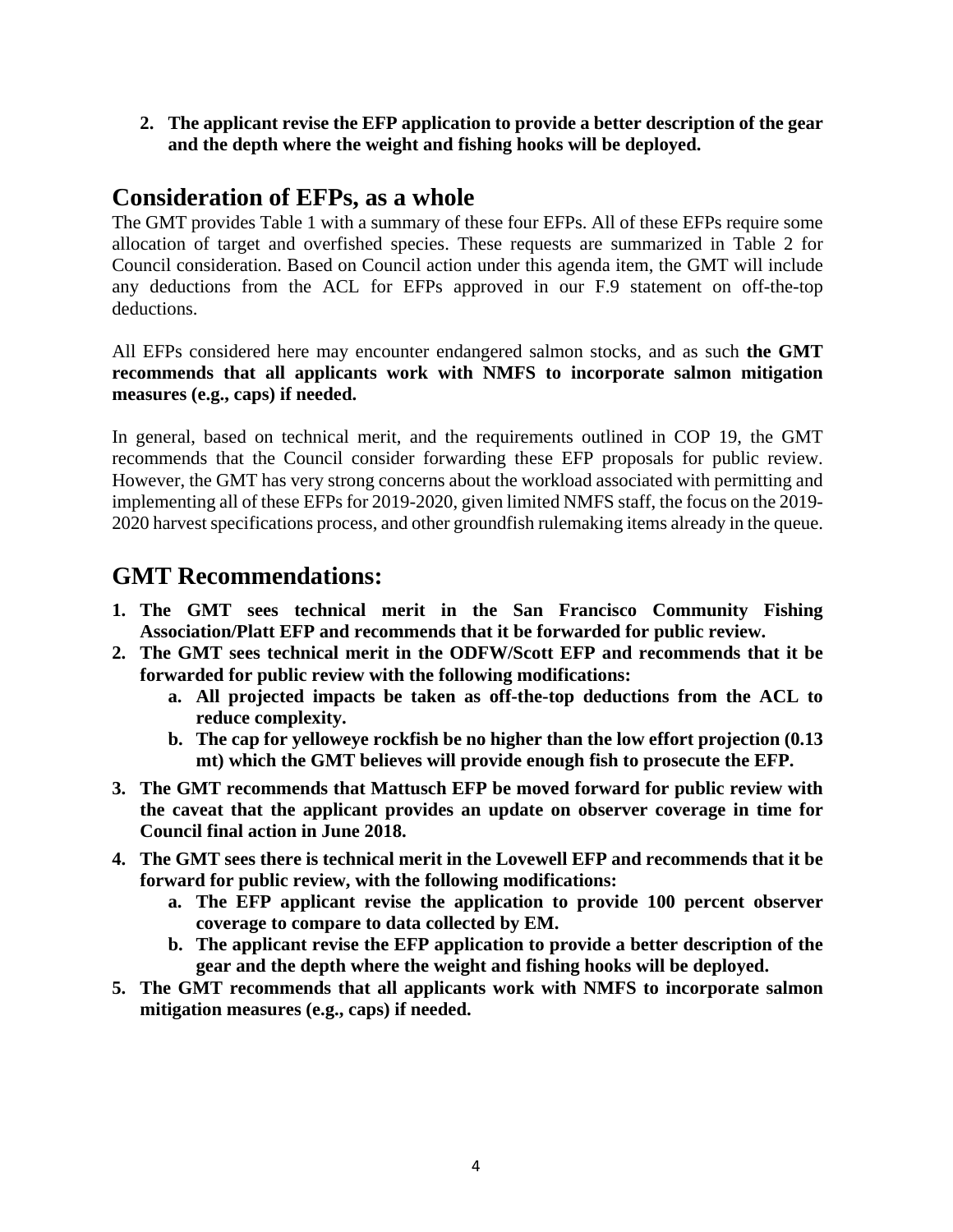2. **The applicant revise the EFP application to provide a better description of the gear and the depth where the weight and fishing hooks will be deployed.**

## Consideration of EFPs, as a whole

The GMT provides Table 1 with a summary of these four EFPs. All of these EFPs require some allocation of target and overfished species. These requests are summarized in Table 2 for Council consideration. Based on Council action under this agenda item, the GMT will include any deductions from the ACL for EFPs approved in our F.9 statement on off-the-top deductions.

All EFPs considered here may encounter endangered salmon stocks, and as such **the GMT recommends that all applicants work with NMFS to incorporate salmon mitigation measures (e.g., caps) if needed.**

In general, based on technical merit, and the requirements outlined in COP 19, the GMT recommends that the Council consider forwarding these EFP proposals for public review. However, the GMT has very strong concerns about the workload associated with permitting and implementing all of these EFPs for 2019-2020, given limited NMFS staff, the focus on the 2019-2020 harvest specifications process, and other groundfish rulemaking items already in the queue.

## GMT Recommendations:

1. **The GMT sees technical merit in the San Francisco Community Fishing Association/Platt EFP and recommends that it be forwarded for public review.**
2. **The GMT sees technical merit in the ODFW/Scott EFP and recommends that it be forwarded for public review with the following modifications:**
    a. **All projected impacts be taken as off-the-top deductions from the ACL to reduce complexity.**
    b. **The cap for yelloweye rockfish be no higher than the low effort projection (0.13 mt) which the GMT believes will provide enough fish to prosecute the EFP.**
3. **The GMT recommends that Mattusch EFP be moved forward for public review with the caveat that the applicant provides an update on observer coverage in time for Council final action in June 2018.**
4. **The GMT sees there is technical merit in the Lovewell EFP and recommends that it be forward for public review, with the following modifications:**
    a. **The EFP applicant revise the application to provide 100 percent observer coverage to compare to data collected by EM.**
    b. **The applicant revise the EFP application to provide a better description of the gear and the depth where the weight and fishing hooks will be deployed.**
5. **The GMT recommends that all applicants work with NMFS to incorporate salmon mitigation measures (e.g., caps) if needed.**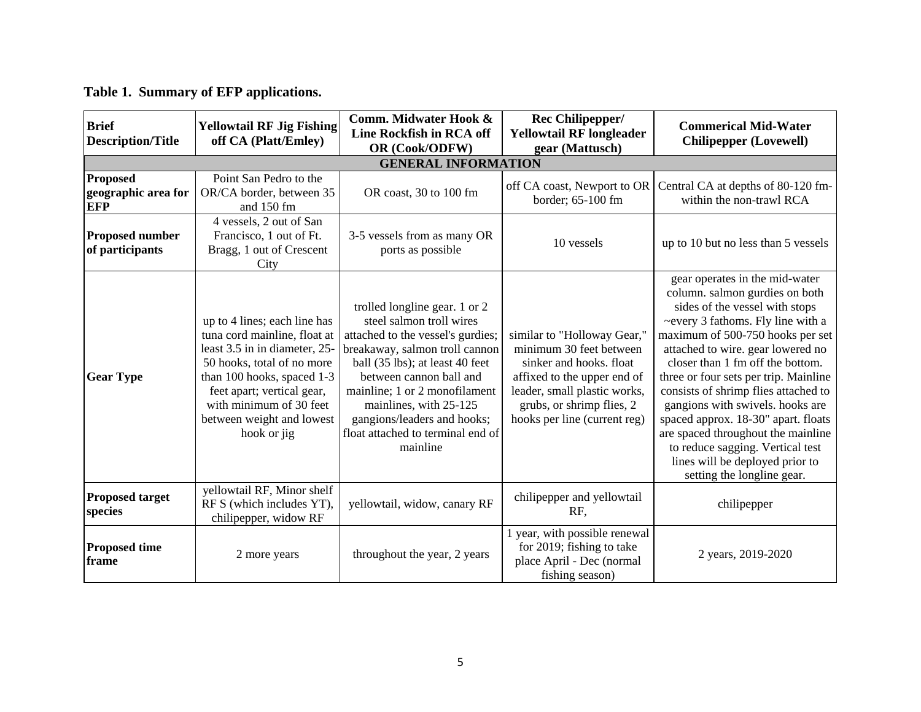**Table 1. Summary of EFP applications.**

| **Brief Description/Title** | **Yellowtail RF Jig Fishing off CA (Platt/Emley)** | **Comm. Midwater Hook & Line Rockfish in RCA off OR (Cook/ODFW)** | **Rec Chilipepper/ Yellowtail RF longleader gear (Mattusch)** | **Commerical Mid-Water Chilipepper (Lovewell)** |
|---|---|---|---|---|
| **GENERAL INFORMATION** | | | | |
| **Proposed geographic area for EFP** | Point San Pedro to the OR/CA border, between 35 and 150 fm | OR coast, 30 to 100 fm | off CA coast, Newport to OR border; 65-100 fm | Central CA at depths of 80-120 fm- within the non-trawl RCA |
| **Proposed number of participants** | 4 vessels, 2 out of San Francisco, 1 out of Ft. Bragg, 1 out of Crescent City | 3-5 vessels from as many OR ports as possible | 10 vessels | up to 10 but no less than 5 vessels |
| **Gear Type** | up to 4 lines; each line has tuna cord mainline, float at least 3.5 in in diameter, 25-50 hooks, total of no more than 100 hooks, spaced 1-3 feet apart; vertical gear, with minimum of 30 feet between weight and lowest hook or jig | trolled longline gear. 1 or 2 steel salmon troll wires attached to the vessel's gurdies; breakaway, salmon troll cannon ball (35 lbs); at least 40 feet between cannon ball and mainline; 1 or 2 monofilament mainlines, with 25-125 gangions/leaders and hooks; float attached to terminal end of mainline | similar to "Holloway Gear," minimum 30 feet between sinker and hooks. float affixed to the upper end of leader, small plastic works, grubs, or shrimp flies, 2 hooks per line (current reg) | gear operates in the mid-water column. salmon gurdies on both sides of the vessel with stops ~every 3 fathoms. Fly line with a maximum of 500-750 hooks per set attached to wire. gear lowered no closer than 1 fm off the bottom. three or four sets per trip. Mainline consists of shrimp flies attached to gangions with swivels. hooks are spaced approx. 18-30" apart. floats are spaced throughout the mainline to reduce sagging. Vertical test lines will be deployed prior to setting the longline gear. |
| **Proposed target species** | yellowtail RF, Minor shelf RF S (which includes YT), chilipepper, widow RF | yellowtail, widow, canary RF | chilipepper and yellowtail RF, | chilipepper |
| **Proposed time frame** | 2 more years | throughout the year, 2 years | 1 year, with possible renewal for 2019; fishing to take place April - Dec (normal fishing season) | 2 years, 2019-2020 |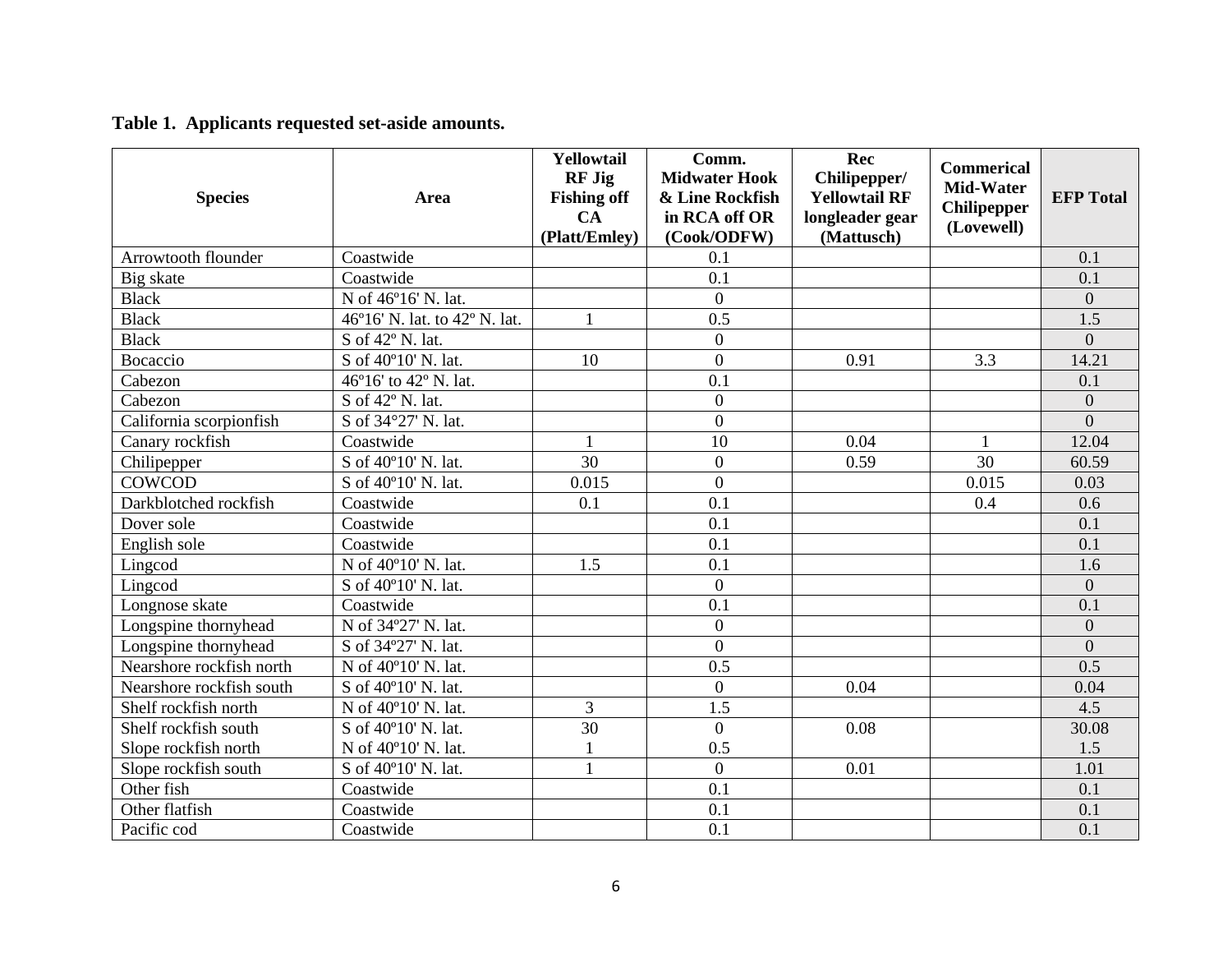**Table 1. Applicants requested set-aside amounts.**

| Species | Area | Yellowtail RF Jig Fishing off CA (Platt/Emley) | Comm. Midwater Hook & Line Rockfish in RCA off OR (Cook/ODFW) | Rec Chilipepper/ Yellowtail RF longleader gear (Mattusch) | Commerical Mid-Water Chilipepper (Lovewell) | EFP Total |
|---|---|---|---|---|---|---|
| Arrowtooth flounder | Coastwide | | 0.1 | | | 0.1 |
| Big skate | Coastwide | | 0.1 | | | 0.1 |
| Black | N of 46º16' N. lat. | | 0 | | | 0 |
| Black | 46º16' N. lat. to 42º N. lat. | 1 | 0.5 | | | 1.5 |
| Black | S of 42º N. lat. | | 0 | | | 0 |
| Bocaccio | S of 40º10' N. lat. | 10 | 0 | 0.91 | 3.3 | 14.21 |
| Cabezon | 46º16' to 42º N. lat. | | 0.1 | | | 0.1 |
| Cabezon | S of 42º N. lat. | | 0 | | | 0 |
| California scorpionfish | S of 34°27' N. lat. | | 0 | | | 0 |
| Canary rockfish | Coastwide | 1 | 10 | 0.04 | 1 | 12.04 |
| Chilipepper | S of 40º10' N. lat. | 30 | 0 | 0.59 | 30 | 60.59 |
| COWCOD | S of 40º10' N. lat. | 0.015 | 0 | | 0.015 | 0.03 |
| Darkblotched rockfish | Coastwide | 0.1 | 0.1 | | 0.4 | 0.6 |
| Dover sole | Coastwide | | 0.1 | | | 0.1 |
| English sole | Coastwide | | 0.1 | | | 0.1 |
| Lingcod | N of 40º10' N. lat. | 1.5 | 0.1 | | | 1.6 |
| Lingcod | S of 40º10' N. lat. | | 0 | | | 0 |
| Longnose skate | Coastwide | | 0.1 | | | 0.1 |
| Longspine thornyhead | N of 34º27' N. lat. | | 0 | | | 0 |
| Longspine thornyhead | S of 34º27' N. lat. | | 0 | | | 0 |
| Nearshore rockfish north | N of 40º10' N. lat. | | 0.5 | | | 0.5 |
| Nearshore rockfish south | S of 40º10' N. lat. | | 0 | 0.04 | | 0.04 |
| Shelf rockfish north | N of 40º10' N. lat. | 3 | 1.5 | | | 4.5 |
| Shelf rockfish south | S of 40º10' N. lat. | 30 | 0 | 0.08 | | 30.08 |
| Slope rockfish north | N of 40º10' N. lat. | 1 | 0.5 | | | 1.5 |
| Slope rockfish south | S of 40º10' N. lat. | 1 | 0 | 0.01 | | 1.01 |
| Other fish | Coastwide | | 0.1 | | | 0.1 |
| Other flatfish | Coastwide | | 0.1 | | | 0.1 |
| Pacific cod | Coastwide | | 0.1 | | | 0.1 |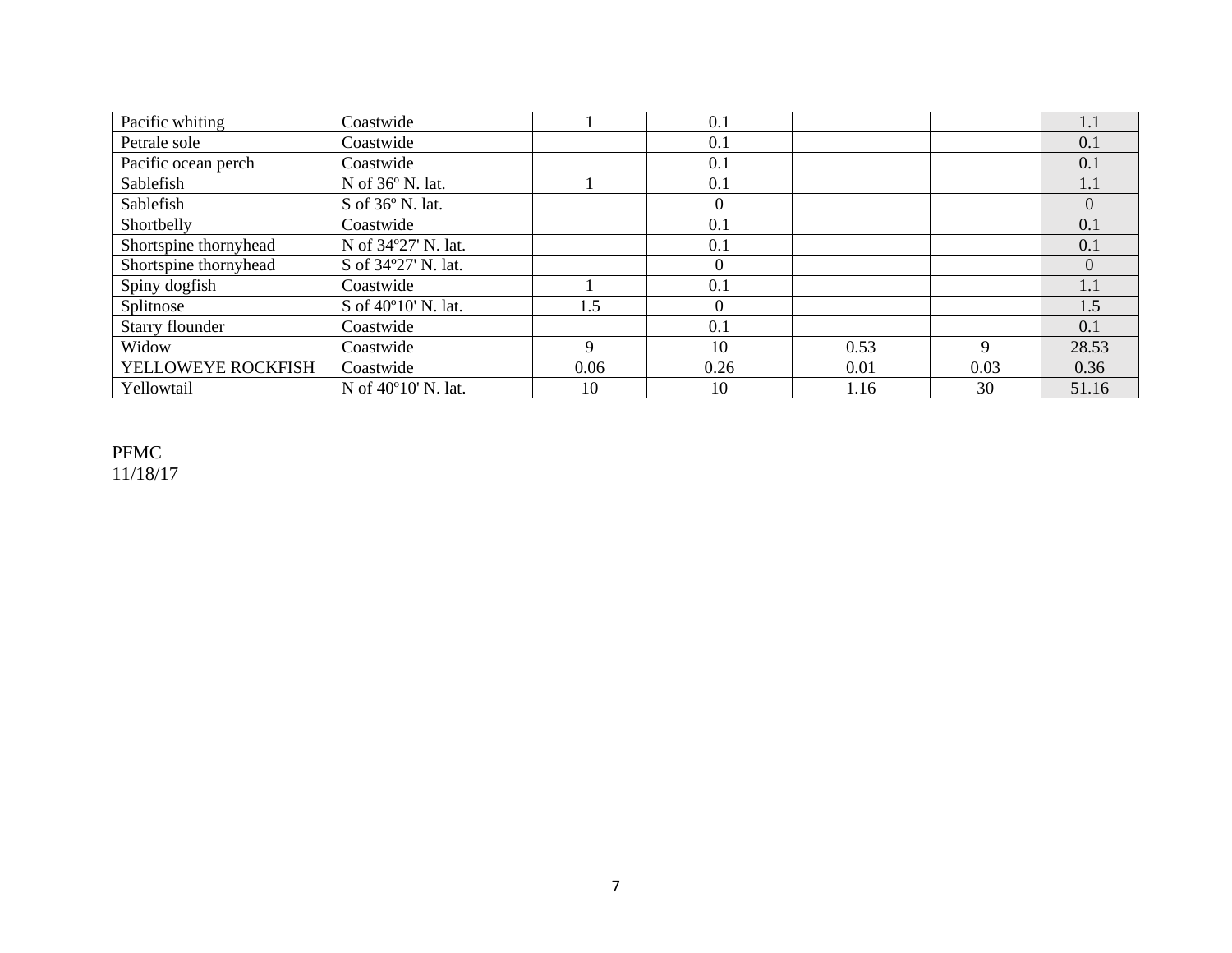| | | | | | | |
|---|---|---|---|---|---|---|
| Pacific whiting | Coastwide | 1 | 0.1 | | | 1.1 |
| Petrale sole | Coastwide | | 0.1 | | | 0.1 |
| Pacific ocean perch | Coastwide | | 0.1 | | | 0.1 |
| Sablefish | N of 36º N. lat. | 1 | 0.1 | | | 1.1 |
| Sablefish | S of 36º N. lat. | | 0 | | | 0 |
| Shortbelly | Coastwide | | 0.1 | | | 0.1 |
| Shortspine thornyhead | N of 34º27' N. lat. | | 0.1 | | | 0.1 |
| Shortspine thornyhead | S of 34º27' N. lat. | | 0 | | | 0 |
| Spiny dogfish | Coastwide | 1 | 0.1 | | | 1.1 |
| Splitnose | S of 40º10' N. lat. | 1.5 | 0 | | | 1.5 |
| Starry flounder | Coastwide | | 0.1 | | | 0.1 |
| Widow | Coastwide | 9 | 10 | 0.53 | 9 | 28.53 |
| YELLOWEYE ROCKFISH | Coastwide | 0.06 | 0.26 | 0.01 | 0.03 | 0.36 |
| Yellowtail | N of 40º10' N. lat. | 10 | 10 | 1.16 | 30 | 51.16 |

PFMC
11/18/17